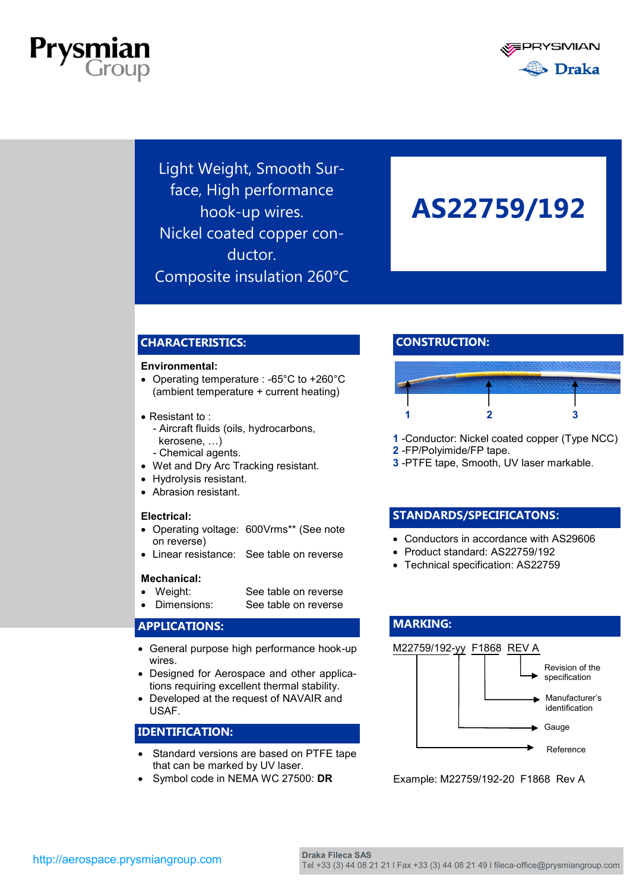Prysmian Group

PRYSMIAN Draka

Light Weight, Smooth Surface, High performance hook-up wires.
Nickel coated copper conductor.
Composite insulation 260°C

# AS22759/192

## CHARACTERISTICS:

**Environmental:**

- Operating temperature : -65°C to +260°C (ambient temperature + current heating)

- Resistant to :
  - Aircraft fluids (oils, hydrocarbons, kerosene, …)
  - Chemical agents.
- Wet and Dry Arc Tracking resistant.
- Hydrolysis resistant.
- Abrasion resistant.

**Electrical:**

- Operating voltage: 600Vrms** (See note on reverse)
- Linear resistance: See table on reverse

**Mechanical:**

- Weight: See table on reverse
- Dimensions: See table on reverse

## APPLICATIONS:

- General purpose high performance hook-up wires.
- Designed for Aerospace and other applications requiring excellent thermal stability.
- Developed at the request of NAVAIR and USAF.

## IDENTIFICATION:

- Standard versions are based on PTFE tape that can be marked by UV laser.
- Symbol code in NEMA WC 27500: **DR**

## CONSTRUCTION:

1 2 3

**1** -Conductor: Nickel coated copper (Type NCC)
**2** -FP/Polyimide/FP tape.
**3** -PTFE tape, Smooth, UV laser markable.

## STANDARDS/SPECIFICATONS:

- Conductors in accordance with AS29606
- Product standard: AS22759/192
- Technical specification: AS22759

## MARKING:

M22759/192-yy F1868 REV A

- REV A → Revision of the specification
- F1868 → Manufacturer's identification
- yy → Gauge
- M22759/192 → Reference

Example: M22759/192-20 F1868 Rev A

http://aerospace.prysmiangroup.com

**Draka Fileca SAS**
Tel +33 (3) 44 08 21 21 I Fax +33 (3) 44 08 21 49 I fileca-office@prysmiangroup.com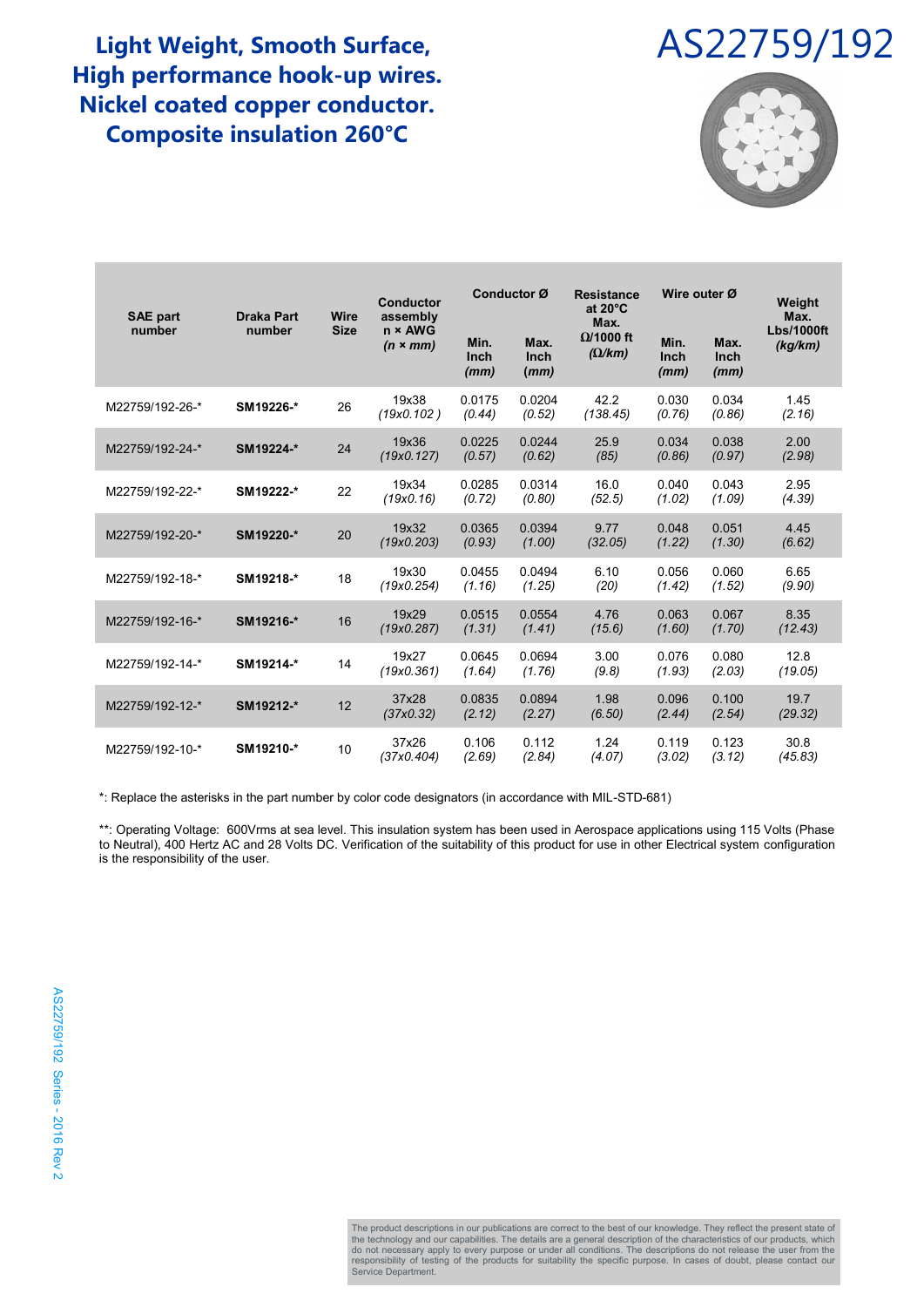# AS22759/192

**Light Weight, Smooth Surface, High performance hook-up wires. Nickel coated copper conductor. Composite insulation 260°C**

| SAE part number | Draka Part number | Wire Size | Conductor assembly n × AWG *(n × mm)* | Conductor Ø | | Resistance at 20°C Max. Ω/1000 ft *(Ω/km)* | Wire outer Ø | | Weight Max. Lbs/1000ft *(kg/km)* |
|---|---|---|---|---|---|---|---|---|---|
| | | | | Min. Inch *(mm)* | Max. Inch *(mm)* | | Min. Inch *(mm)* | Max. Inch *(mm)* | |
| M22759/192-26-* | **SM19226-*** | 26 | 19x38 *(19x0.102 )* | 0.0175 *(0.44)* | 0.0204 *(0.52)* | 42.2 *(138.45)* | 0.030 *(0.76)* | 0.034 *(0.86)* | 1.45 *(2.16)* |
| M22759/192-24-* | **SM19224-*** | 24 | 19x36 *(19x0.127)* | 0.0225 *(0.57)* | 0.0244 *(0.62)* | 25.9 *(85)* | 0.034 *(0.86)* | 0.038 *(0.97)* | 2.00 *(2.98)* |
| M22759/192-22-* | **SM19222-*** | 22 | 19x34 *(19x0.16)* | 0.0285 *(0.72)* | 0.0314 *(0.80)* | 16.0 *(52.5)* | 0.040 *(1.02)* | 0.043 *(1.09)* | 2.95 *(4.39)* |
| M22759/192-20-* | **SM19220-*** | 20 | 19x32 *(19x0.203)* | 0.0365 *(0.93)* | 0.0394 *(1.00)* | 9.77 *(32.05)* | 0.048 *(1.22)* | 0.051 *(1.30)* | 4.45 *(6.62)* |
| M22759/192-18-* | **SM19218-*** | 18 | 19x30 *(19x0.254)* | 0.0455 *(1.16)* | 0.0494 *(1.25)* | 6.10 *(20)* | 0.056 *(1.42)* | 0.060 *(1.52)* | 6.65 *(9.90)* |
| M22759/192-16-* | **SM19216-*** | 16 | 19x29 *(19x0.287)* | 0.0515 *(1.31)* | 0.0554 *(1.41)* | 4.76 *(15.6)* | 0.063 *(1.60)* | 0.067 *(1.70)* | 8.35 *(12.43)* |
| M22759/192-14-* | **SM19214-*** | 14 | 19x27 *(19x0.361)* | 0.0645 *(1.64)* | 0.0694 *(1.76)* | 3.00 *(9.8)* | 0.076 *(1.93)* | 0.080 *(2.03)* | 12.8 *(19.05)* |
| M22759/192-12-* | **SM19212-*** | 12 | 37x28 *(37x0.32)* | 0.0835 *(2.12)* | 0.0894 *(2.27)* | 1.98 *(6.50)* | 0.096 *(2.44)* | 0.100 *(2.54)* | 19.7 *(29.32)* |
| M22759/192-10-* | **SM19210-*** | 10 | 37x26 *(37x0.404)* | 0.106 *(2.69)* | 0.112 *(2.84)* | 1.24 *(4.07)* | 0.119 *(3.02)* | 0.123 *(3.12)* | 30.8 *(45.83)* |

*: Replace the asterisks in the part number by color code designators (in accordance with MIL-STD-681)

**: Operating Voltage: 600Vrms at sea level. This insulation system has been used in Aerospace applications using 115 Volts (Phase to Neutral), 400 Hertz AC and 28 Volts DC. Verification of the suitability of this product for use in other Electrical system configuration is the responsibility of the user.

The product descriptions in our publications are correct to the best of our knowledge. They reflect the present state of the technology and our capabilities. The details are a general description of the characteristics of our products, which do not necessary apply to every purpose or under all conditions. The descriptions do not release the user from the responsibility of testing of the products for suitability the specific purpose. In cases of doubt, please contact our Service Department.